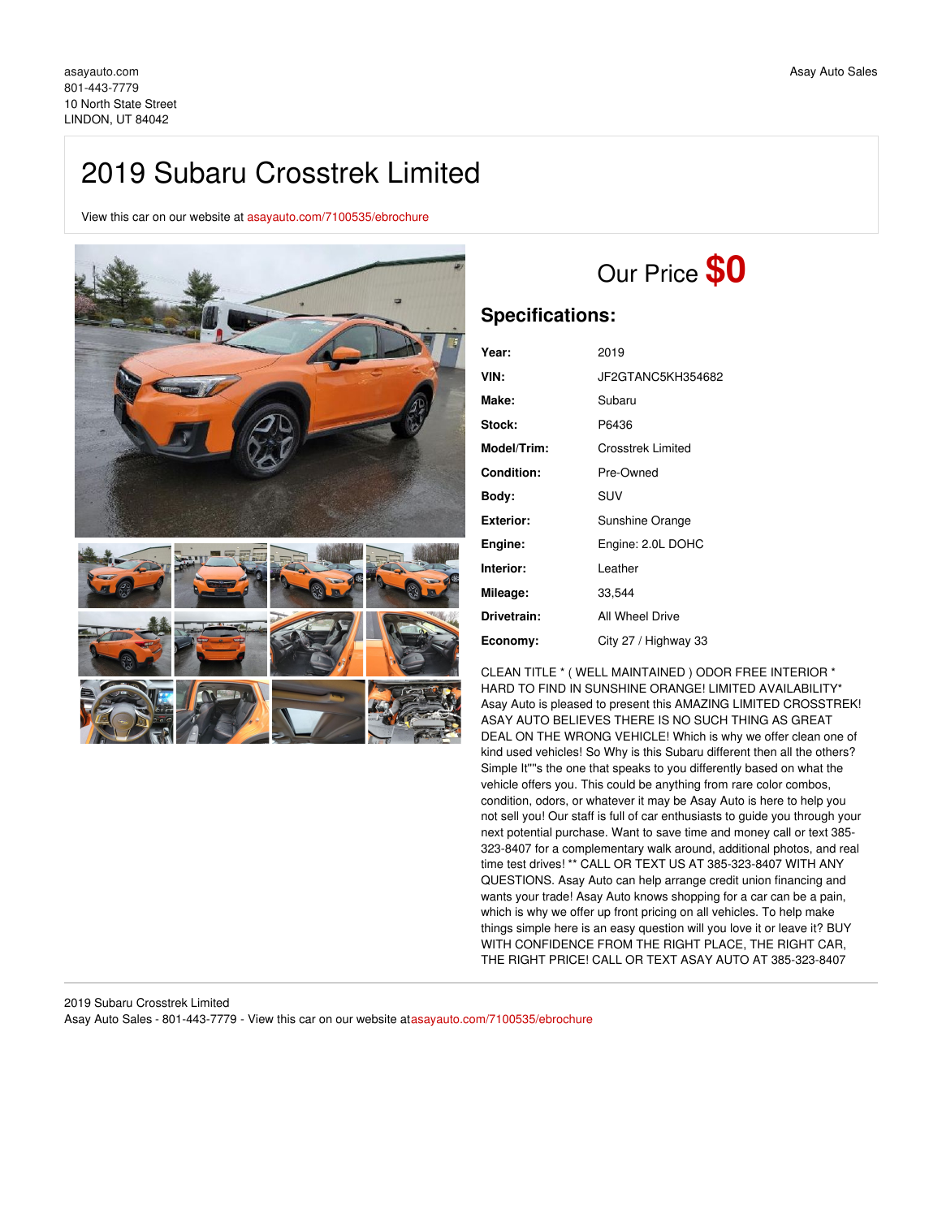asayauto.com
801-443-7779
10 North State Street
LINDON, UT 84042

Asay Auto Sales

# 2019 Subaru Crosstrek Limited

View this car on our website at asayauto.com/7100535/ebrochure

## Our Price **$0**

## Specifications:

| | |
|---|---|
| **Year:** | 2019 |
| **VIN:** | JF2GTANC5KH354682 |
| **Make:** | Subaru |
| **Stock:** | P6436 |
| **Model/Trim:** | Crosstrek Limited |
| **Condition:** | Pre-Owned |
| **Body:** | SUV |
| **Exterior:** | Sunshine Orange |
| **Engine:** | Engine: 2.0L DOHC |
| **Interior:** | Leather |
| **Mileage:** | 33,544 |
| **Drivetrain:** | All Wheel Drive |
| **Economy:** | City 27 / Highway 33 |

CLEAN TITLE * ( WELL MAINTAINED ) ODOR FREE INTERIOR * HARD TO FIND IN SUNSHINE ORANGE! LIMITED AVAILABILITY* Asay Auto is pleased to present this AMAZING LIMITED CROSSTREK! ASAY AUTO BELIEVES THERE IS NO SUCH THING AS GREAT DEAL ON THE WRONG VEHICLE! Which is why we offer clean one of kind used vehicles! So Why is this Subaru different then all the others? Simple It""s the one that speaks to you differently based on what the vehicle offers you. This could be anything from rare color combos, condition, odors, or whatever it may be Asay Auto is here to help you not sell you! Our staff is full of car enthusiasts to guide you through your next potential purchase. Want to save time and money call or text 385-323-8407 for a complementary walk around, additional photos, and real time test drives! ** CALL OR TEXT US AT 385-323-8407 WITH ANY QUESTIONS. Asay Auto can help arrange credit union financing and wants your trade! Asay Auto knows shopping for a car can be a pain, which is why we offer up front pricing on all vehicles. To help make things simple here is an easy question will you love it or leave it? BUY WITH CONFIDENCE FROM THE RIGHT PLACE, THE RIGHT CAR, THE RIGHT PRICE! CALL OR TEXT ASAY AUTO AT 385-323-8407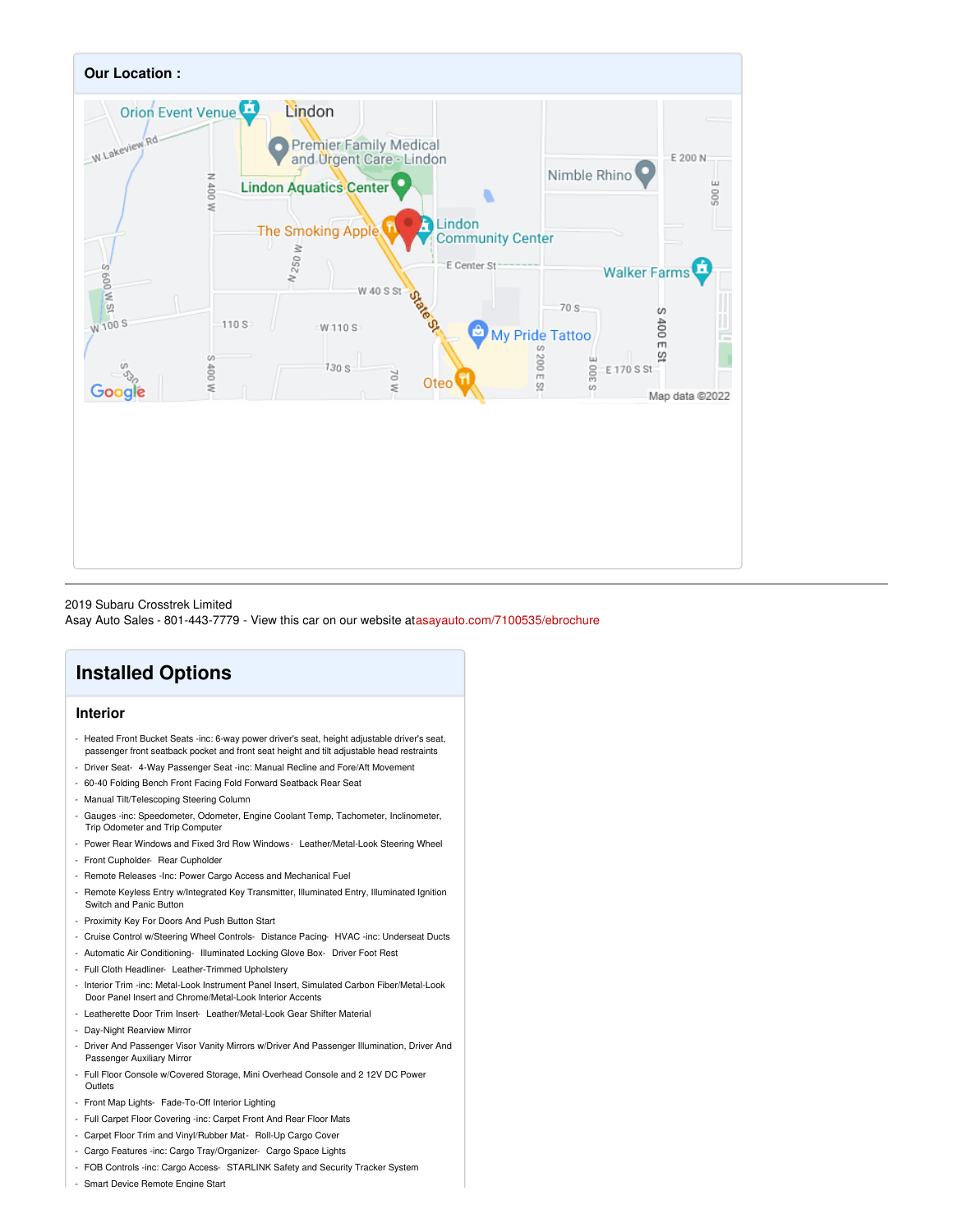## Our Location :

2019 Subaru Crosstrek Limited
Asay Auto Sales - 801-443-7779 - View this car on our website atasayauto.com/7100535/ebrochure

# Installed Options

## Interior

- Heated Front Bucket Seats -inc: 6-way power driver's seat, height adjustable driver's seat, passenger front seatback pocket and front seat height and tilt adjustable head restraints
- Driver Seat- 4-Way Passenger Seat -inc: Manual Recline and Fore/Aft Movement
- 60-40 Folding Bench Front Facing Fold Forward Seatback Rear Seat
- Manual Tilt/Telescoping Steering Column
- Gauges -inc: Speedometer, Odometer, Engine Coolant Temp, Tachometer, Inclinometer, Trip Odometer and Trip Computer
- Power Rear Windows and Fixed 3rd Row Windows- Leather/Metal-Look Steering Wheel
- Front Cupholder- Rear Cupholder
- Remote Releases -Inc: Power Cargo Access and Mechanical Fuel
- Remote Keyless Entry w/Integrated Key Transmitter, Illuminated Entry, Illuminated Ignition Switch and Panic Button
- Proximity Key For Doors And Push Button Start
- Cruise Control w/Steering Wheel Controls- Distance Pacing- HVAC -inc: Underseat Ducts
- Automatic Air Conditioning- Illuminated Locking Glove Box- Driver Foot Rest
- Full Cloth Headliner- Leather-Trimmed Upholstery
- Interior Trim -inc: Metal-Look Instrument Panel Insert, Simulated Carbon Fiber/Metal-Look Door Panel Insert and Chrome/Metal-Look Interior Accents
- Leatherette Door Trim Insert- Leather/Metal-Look Gear Shifter Material
- Day-Night Rearview Mirror
- Driver And Passenger Visor Vanity Mirrors w/Driver And Passenger Illumination, Driver And Passenger Auxiliary Mirror
- Full Floor Console w/Covered Storage, Mini Overhead Console and 2 12V DC Power Outlets
- Front Map Lights- Fade-To-Off Interior Lighting
- Full Carpet Floor Covering -inc: Carpet Front And Rear Floor Mats
- Carpet Floor Trim and Vinyl/Rubber Mat- Roll-Up Cargo Cover
- Cargo Features -inc: Cargo Tray/Organizer- Cargo Space Lights
- FOB Controls -inc: Cargo Access- STARLINK Safety and Security Tracker System
- Smart Device Remote Engine Start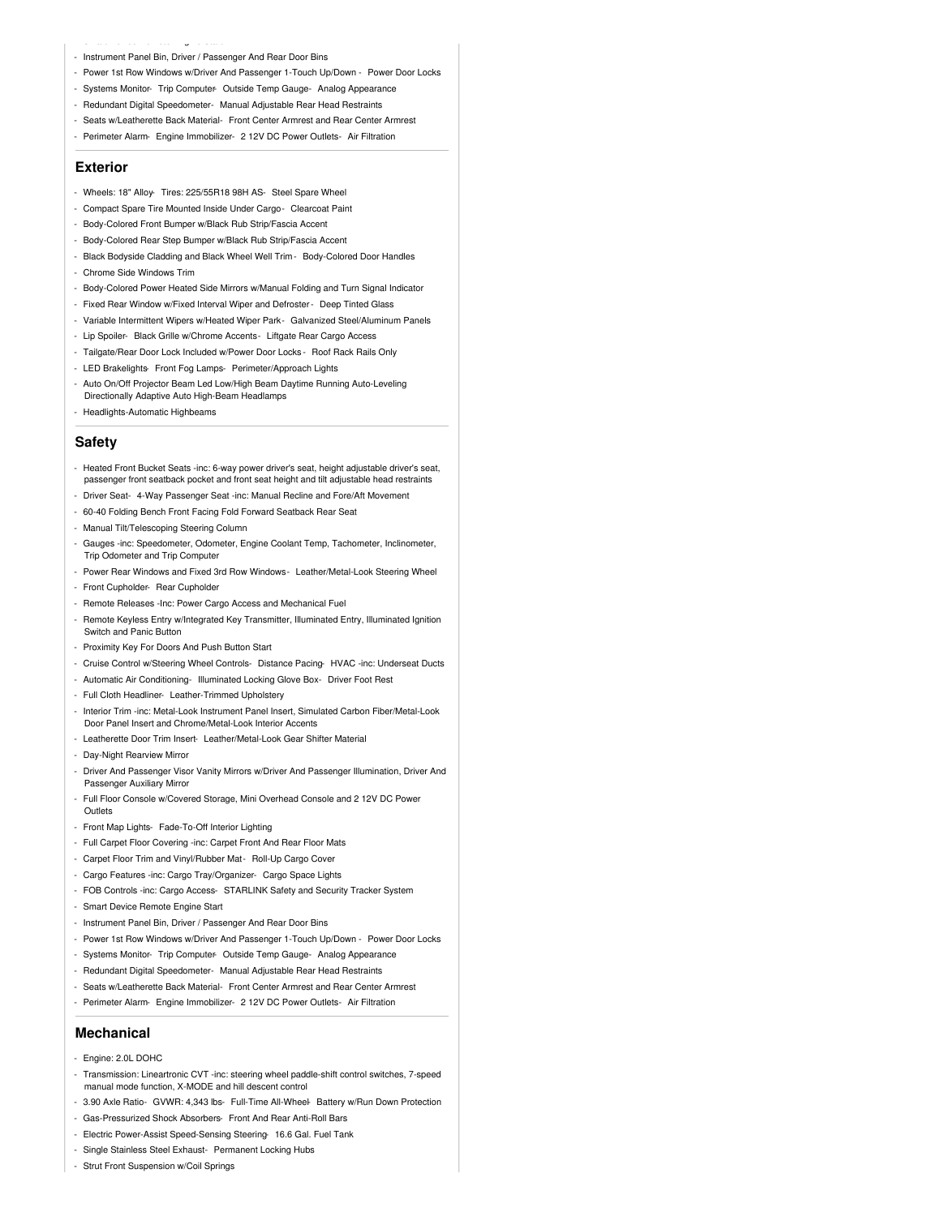- Instrument Panel Bin, Driver / Passenger And Rear Door Bins
- Power 1st Row Windows w/Driver And Passenger 1-Touch Up/Down - Power Door Locks
- Systems Monitor- Trip Computer- Outside Temp Gauge- Analog Appearance
- Redundant Digital Speedometer- Manual Adjustable Rear Head Restraints
- Seats w/Leatherette Back Material- Front Center Armrest and Rear Center Armrest
- Perimeter Alarm- Engine Immobilizer- 2 12V DC Power Outlets- Air Filtration

## Exterior

- Wheels: 18" Alloy- Tires: 225/55R18 98H AS- Steel Spare Wheel
- Compact Spare Tire Mounted Inside Under Cargo- Clearcoat Paint
- Body-Colored Front Bumper w/Black Rub Strip/Fascia Accent
- Body-Colored Rear Step Bumper w/Black Rub Strip/Fascia Accent
- Black Bodyside Cladding and Black Wheel Well Trim- Body-Colored Door Handles
- Chrome Side Windows Trim
- Body-Colored Power Heated Side Mirrors w/Manual Folding and Turn Signal Indicator
- Fixed Rear Window w/Fixed Interval Wiper and Defroster- Deep Tinted Glass
- Variable Intermittent Wipers w/Heated Wiper Park- Galvanized Steel/Aluminum Panels
- Lip Spoiler- Black Grille w/Chrome Accents- Liftgate Rear Cargo Access
- Tailgate/Rear Door Lock Included w/Power Door Locks- Roof Rack Rails Only
- LED Brakelights- Front Fog Lamps- Perimeter/Approach Lights
- Auto On/Off Projector Beam Led Low/High Beam Daytime Running Auto-Leveling Directionally Adaptive Auto High-Beam Headlamps
- Headlights-Automatic Highbeams

## Safety

- Heated Front Bucket Seats -inc: 6-way power driver's seat, height adjustable driver's seat, passenger front seatback pocket and front seat height and tilt adjustable head restraints
- Driver Seat- 4-Way Passenger Seat -inc: Manual Recline and Fore/Aft Movement
- 60-40 Folding Bench Front Facing Fold Forward Seatback Rear Seat
- Manual Tilt/Telescoping Steering Column
- Gauges -inc: Speedometer, Odometer, Engine Coolant Temp, Tachometer, Inclinometer, Trip Odometer and Trip Computer
- Power Rear Windows and Fixed 3rd Row Windows- Leather/Metal-Look Steering Wheel
- Front Cupholder- Rear Cupholder
- Remote Releases -Inc: Power Cargo Access and Mechanical Fuel
- Remote Keyless Entry w/Integrated Key Transmitter, Illuminated Entry, Illuminated Ignition Switch and Panic Button
- Proximity Key For Doors And Push Button Start
- Cruise Control w/Steering Wheel Controls- Distance Pacing- HVAC -inc: Underseat Ducts
- Automatic Air Conditioning- Illuminated Locking Glove Box- Driver Foot Rest
- Full Cloth Headliner- Leather-Trimmed Upholstery
- Interior Trim -inc: Metal-Look Instrument Panel Insert, Simulated Carbon Fiber/Metal-Look Door Panel Insert and Chrome/Metal-Look Interior Accents
- Leatherette Door Trim Insert- Leather/Metal-Look Gear Shifter Material
- Day-Night Rearview Mirror
- Driver And Passenger Visor Vanity Mirrors w/Driver And Passenger Illumination, Driver And Passenger Auxiliary Mirror
- Full Floor Console w/Covered Storage, Mini Overhead Console and 2 12V DC Power Outlets
- Front Map Lights- Fade-To-Off Interior Lighting
- Full Carpet Floor Covering -inc: Carpet Front And Rear Floor Mats
- Carpet Floor Trim and Vinyl/Rubber Mat- Roll-Up Cargo Cover
- Cargo Features -inc: Cargo Tray/Organizer- Cargo Space Lights
- FOB Controls -inc: Cargo Access- STARLINK Safety and Security Tracker System
- Smart Device Remote Engine Start
- Instrument Panel Bin, Driver / Passenger And Rear Door Bins
- Power 1st Row Windows w/Driver And Passenger 1-Touch Up/Down - Power Door Locks
- Systems Monitor- Trip Computer- Outside Temp Gauge- Analog Appearance
- Redundant Digital Speedometer- Manual Adjustable Rear Head Restraints
- Seats w/Leatherette Back Material- Front Center Armrest and Rear Center Armrest
- Perimeter Alarm- Engine Immobilizer- 2 12V DC Power Outlets- Air Filtration

## Mechanical

- Engine: 2.0L DOHC
- Transmission: Lineartronic CVT -inc: steering wheel paddle-shift control switches, 7-speed manual mode function, X-MODE and hill descent control
- 3.90 Axle Ratio- GVWR: 4,343 lbs- Full-Time All-Wheel- Battery w/Run Down Protection
- Gas-Pressurized Shock Absorbers- Front And Rear Anti-Roll Bars
- Electric Power-Assist Speed-Sensing Steering- 16.6 Gal. Fuel Tank
- Single Stainless Steel Exhaust- Permanent Locking Hubs
- Strut Front Suspension w/Coil Springs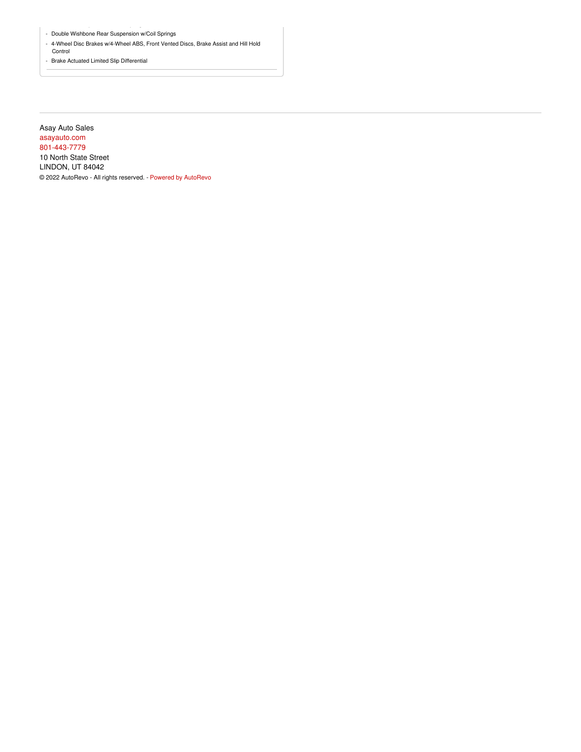- Double Wishbone Rear Suspension w/Coil Springs
- 4-Wheel Disc Brakes w/4-Wheel ABS, Front Vented Discs, Brake Assist and Hill Hold Control
- Brake Actuated Limited Slip Differential

---

Asay Auto Sales
asayauto.com
801-443-7779
10 North State Street
LINDON, UT 84042

© 2022 AutoRevo - All rights reserved. - Powered by AutoRevo